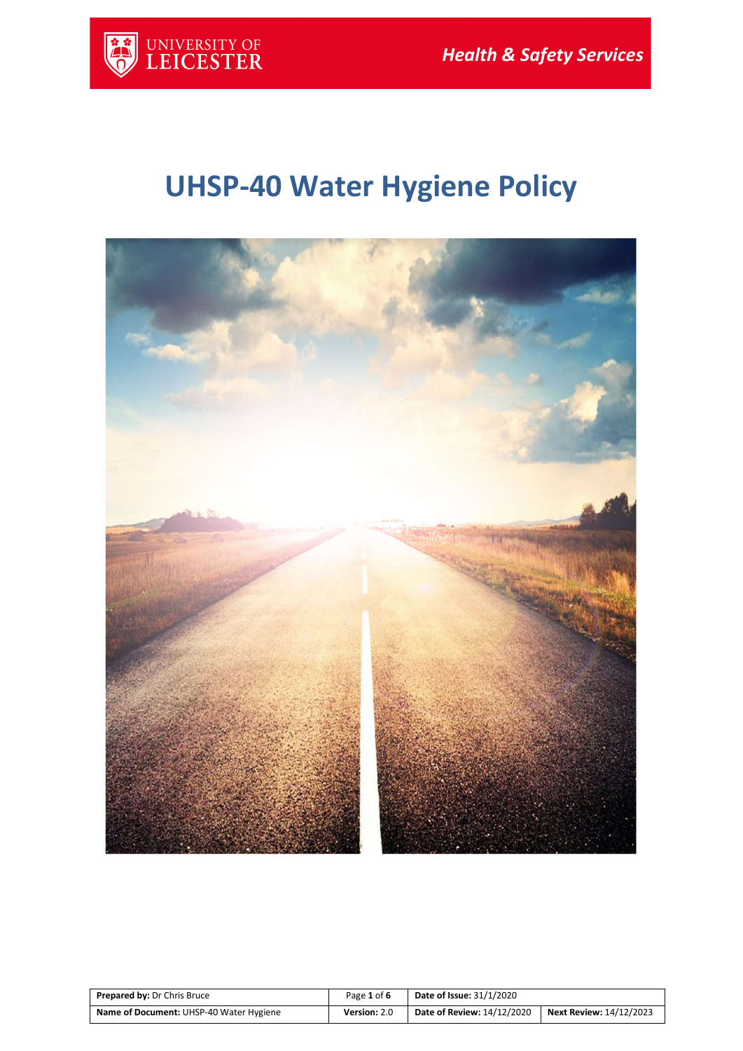UNIVERSITY OF LEICESTER

*Health & Safety Services*

# UHSP-40 Water Hygiene Policy

| **Prepared by:** Dr Chris Bruce | Page **1** of **6** | **Date of Issue:** 31/1/2020 | |
|---|---|---|---|
| **Name of Document:** UHSP-40 Water Hygiene | **Version:** 2.0 | **Date of Review:** 14/12/2020 | **Next Review:** 14/12/2023 |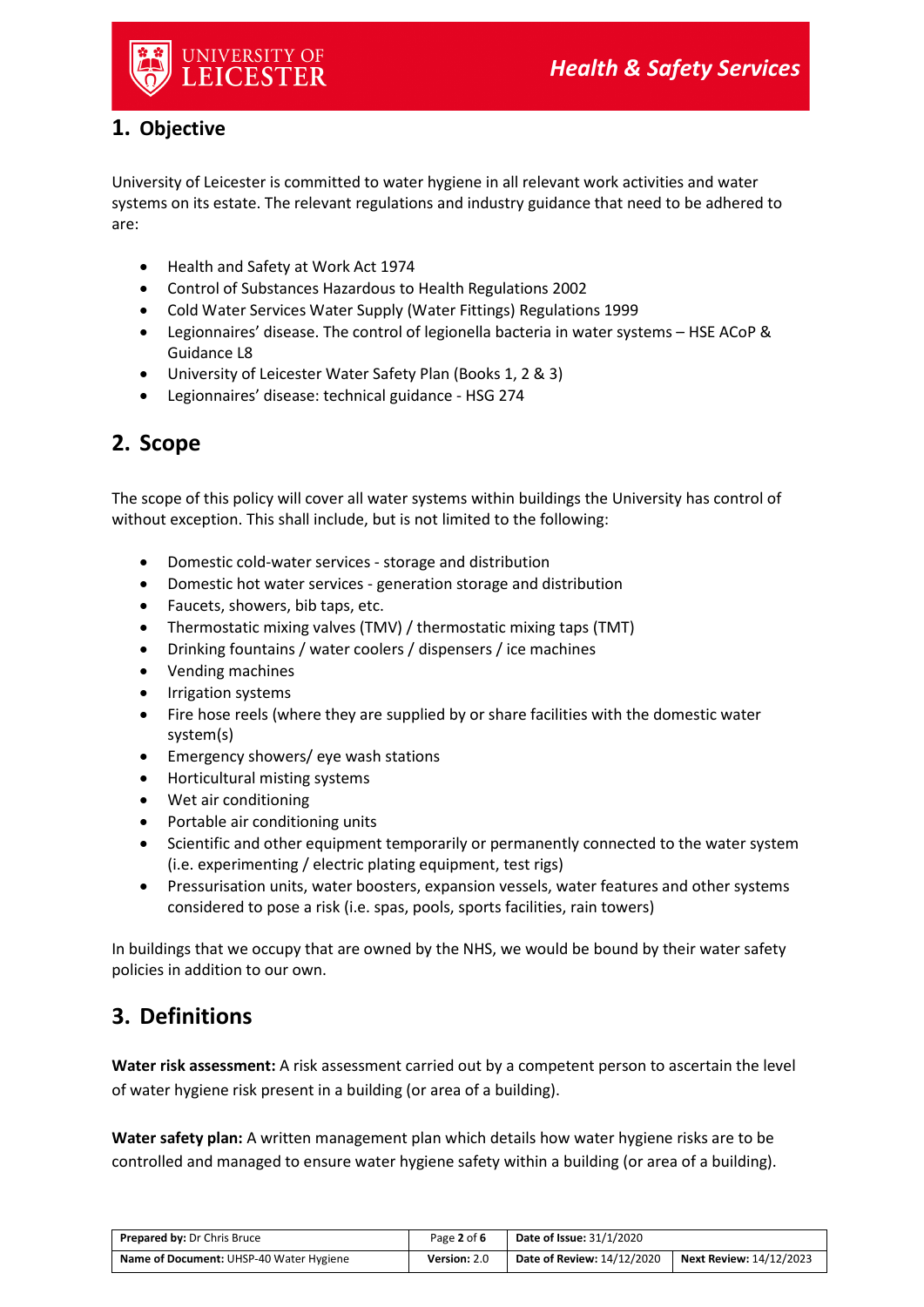## 1. Objective

University of Leicester is committed to water hygiene in all relevant work activities and water systems on its estate. The relevant regulations and industry guidance that need to be adhered to are:

- Health and Safety at Work Act 1974
- Control of Substances Hazardous to Health Regulations 2002
- Cold Water Services Water Supply (Water Fittings) Regulations 1999
- Legionnaires' disease. The control of legionella bacteria in water systems – HSE ACoP & Guidance L8
- University of Leicester Water Safety Plan (Books 1, 2 & 3)
- Legionnaires' disease: technical guidance - HSG 274

## 2. Scope

The scope of this policy will cover all water systems within buildings the University has control of without exception. This shall include, but is not limited to the following:

- Domestic cold-water services - storage and distribution
- Domestic hot water services - generation storage and distribution
- Faucets, showers, bib taps, etc.
- Thermostatic mixing valves (TMV) / thermostatic mixing taps (TMT)
- Drinking fountains / water coolers / dispensers / ice machines
- Vending machines
- Irrigation systems
- Fire hose reels (where they are supplied by or share facilities with the domestic water system(s)
- Emergency showers/ eye wash stations
- Horticultural misting systems
- Wet air conditioning
- Portable air conditioning units
- Scientific and other equipment temporarily or permanently connected to the water system (i.e. experimenting / electric plating equipment, test rigs)
- Pressurisation units, water boosters, expansion vessels, water features and other systems considered to pose a risk (i.e. spas, pools, sports facilities, rain towers)

In buildings that we occupy that are owned by the NHS, we would be bound by their water safety policies in addition to our own.

## 3. Definitions

**Water risk assessment:** A risk assessment carried out by a competent person to ascertain the level of water hygiene risk present in a building (or area of a building).

**Water safety plan:** A written management plan which details how water hygiene risks are to be controlled and managed to ensure water hygiene safety within a building (or area of a building).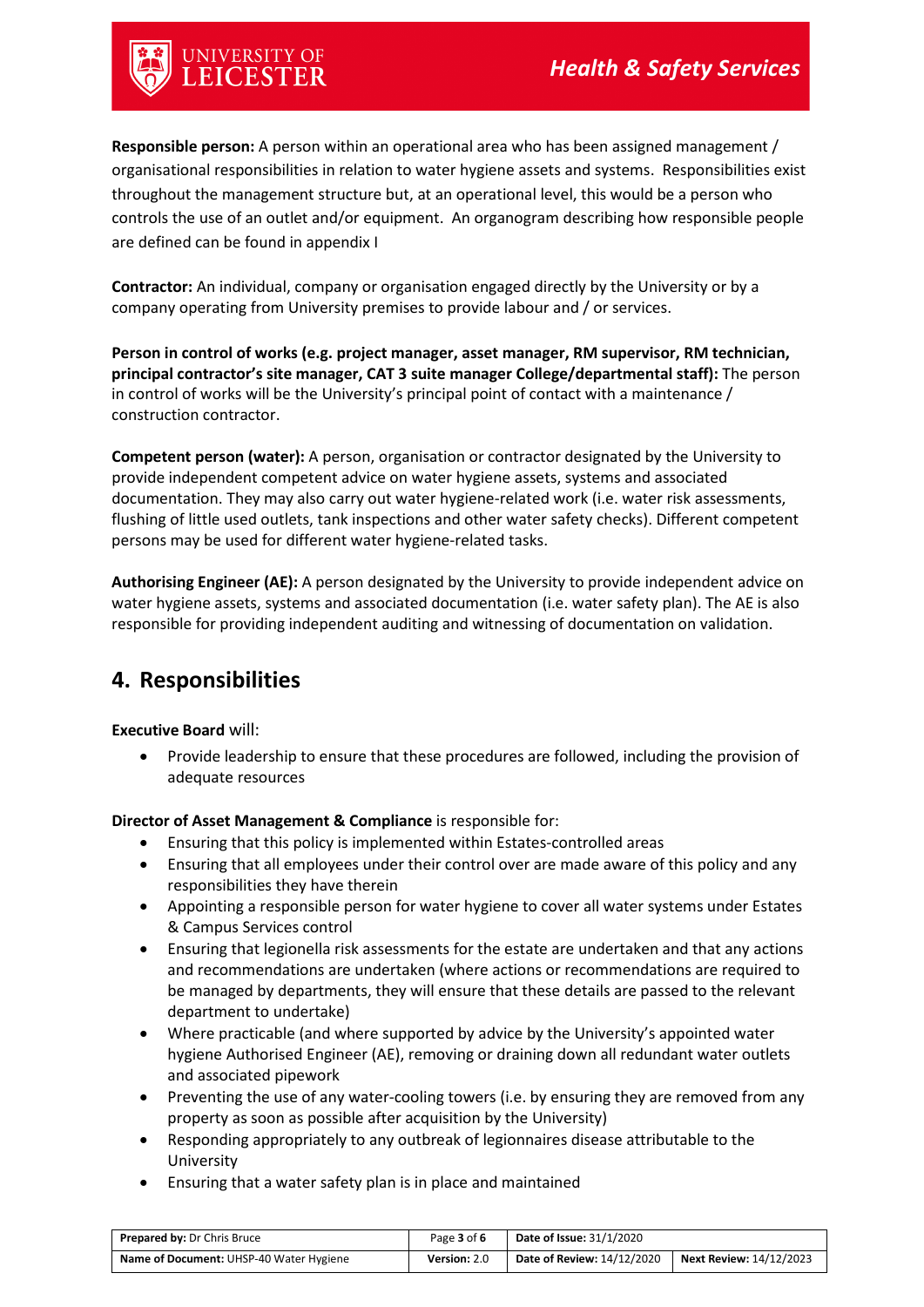**Responsible person:** A person within an operational area who has been assigned management / organisational responsibilities in relation to water hygiene assets and systems. Responsibilities exist throughout the management structure but, at an operational level, this would be a person who controls the use of an outlet and/or equipment. An organogram describing how responsible people are defined can be found in appendix I

**Contractor:** An individual, company or organisation engaged directly by the University or by a company operating from University premises to provide labour and / or services.

**Person in control of works (e.g. project manager, asset manager, RM supervisor, RM technician, principal contractor's site manager, CAT 3 suite manager College/departmental staff):** The person in control of works will be the University's principal point of contact with a maintenance / construction contractor.

**Competent person (water):** A person, organisation or contractor designated by the University to provide independent competent advice on water hygiene assets, systems and associated documentation. They may also carry out water hygiene-related work (i.e. water risk assessments, flushing of little used outlets, tank inspections and other water safety checks). Different competent persons may be used for different water hygiene-related tasks.

**Authorising Engineer (AE):** A person designated by the University to provide independent advice on water hygiene assets, systems and associated documentation (i.e. water safety plan). The AE is also responsible for providing independent auditing and witnessing of documentation on validation.

## 4. Responsibilities

**Executive Board** will:

- Provide leadership to ensure that these procedures are followed, including the provision of adequate resources

**Director of Asset Management & Compliance** is responsible for:

- Ensuring that this policy is implemented within Estates-controlled areas
- Ensuring that all employees under their control over are made aware of this policy and any responsibilities they have therein
- Appointing a responsible person for water hygiene to cover all water systems under Estates & Campus Services control
- Ensuring that legionella risk assessments for the estate are undertaken and that any actions and recommendations are undertaken (where actions or recommendations are required to be managed by departments, they will ensure that these details are passed to the relevant department to undertake)
- Where practicable (and where supported by advice by the University's appointed water hygiene Authorised Engineer (AE), removing or draining down all redundant water outlets and associated pipework
- Preventing the use of any water-cooling towers (i.e. by ensuring they are removed from any property as soon as possible after acquisition by the University)
- Responding appropriately to any outbreak of legionnaires disease attributable to the University
- Ensuring that a water safety plan is in place and maintained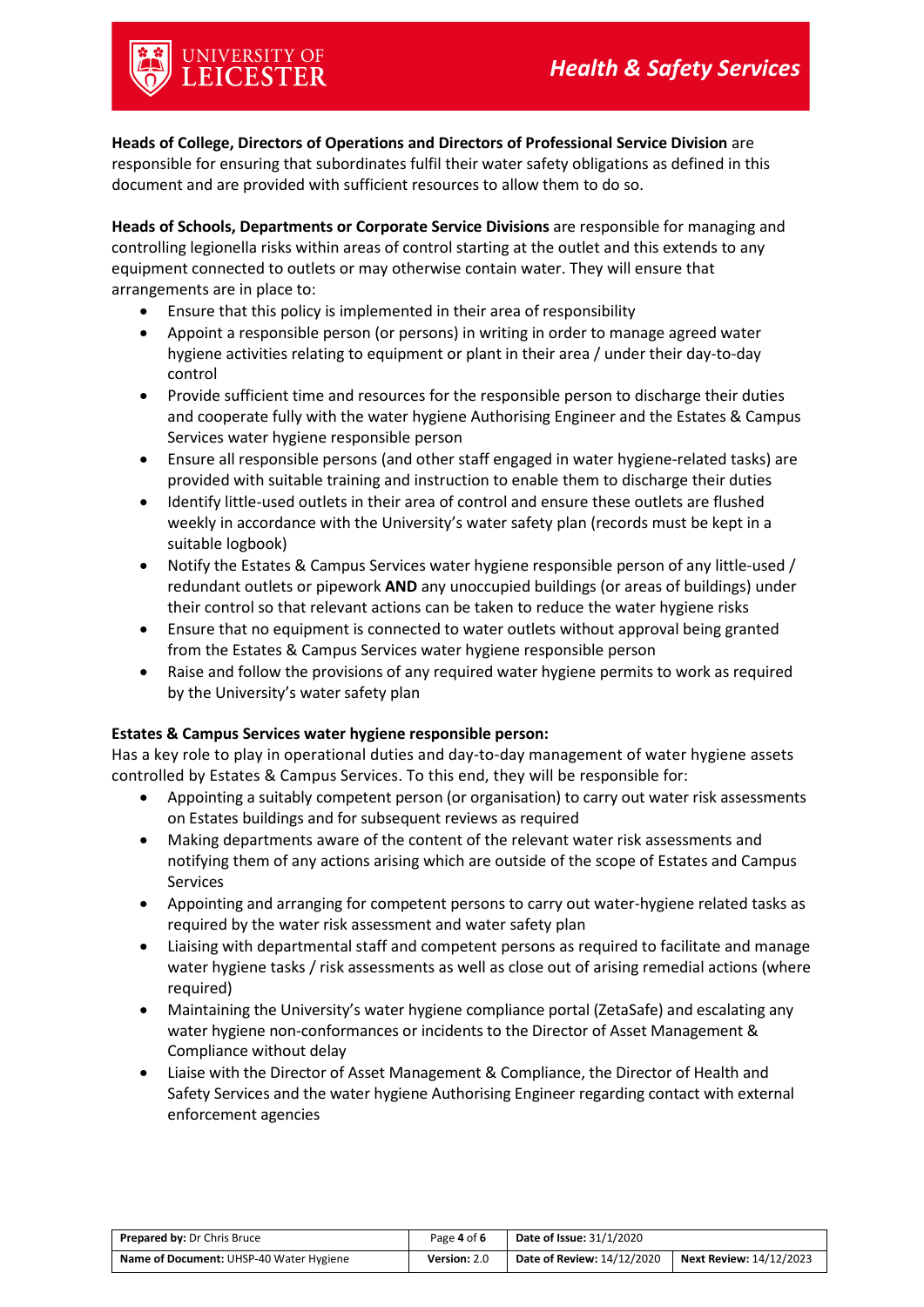**Heads of College, Directors of Operations and Directors of Professional Service Division** are responsible for ensuring that subordinates fulfil their water safety obligations as defined in this document and are provided with sufficient resources to allow them to do so.

**Heads of Schools, Departments or Corporate Service Divisions** are responsible for managing and controlling legionella risks within areas of control starting at the outlet and this extends to any equipment connected to outlets or may otherwise contain water. They will ensure that arrangements are in place to:

- Ensure that this policy is implemented in their area of responsibility
- Appoint a responsible person (or persons) in writing in order to manage agreed water hygiene activities relating to equipment or plant in their area / under their day-to-day control
- Provide sufficient time and resources for the responsible person to discharge their duties and cooperate fully with the water hygiene Authorising Engineer and the Estates & Campus Services water hygiene responsible person
- Ensure all responsible persons (and other staff engaged in water hygiene-related tasks) are provided with suitable training and instruction to enable them to discharge their duties
- Identify little-used outlets in their area of control and ensure these outlets are flushed weekly in accordance with the University's water safety plan (records must be kept in a suitable logbook)
- Notify the Estates & Campus Services water hygiene responsible person of any little-used / redundant outlets or pipework **AND** any unoccupied buildings (or areas of buildings) under their control so that relevant actions can be taken to reduce the water hygiene risks
- Ensure that no equipment is connected to water outlets without approval being granted from the Estates & Campus Services water hygiene responsible person
- Raise and follow the provisions of any required water hygiene permits to work as required by the University's water safety plan

**Estates & Campus Services water hygiene responsible person:**

Has a key role to play in operational duties and day-to-day management of water hygiene assets controlled by Estates & Campus Services. To this end, they will be responsible for:

- Appointing a suitably competent person (or organisation) to carry out water risk assessments on Estates buildings and for subsequent reviews as required
- Making departments aware of the content of the relevant water risk assessments and notifying them of any actions arising which are outside of the scope of Estates and Campus Services
- Appointing and arranging for competent persons to carry out water-hygiene related tasks as required by the water risk assessment and water safety plan
- Liaising with departmental staff and competent persons as required to facilitate and manage water hygiene tasks / risk assessments as well as close out of arising remedial actions (where required)
- Maintaining the University's water hygiene compliance portal (ZetaSafe) and escalating any water hygiene non-conformances or incidents to the Director of Asset Management & Compliance without delay
- Liaise with the Director of Asset Management & Compliance, the Director of Health and Safety Services and the water hygiene Authorising Engineer regarding contact with external enforcement agencies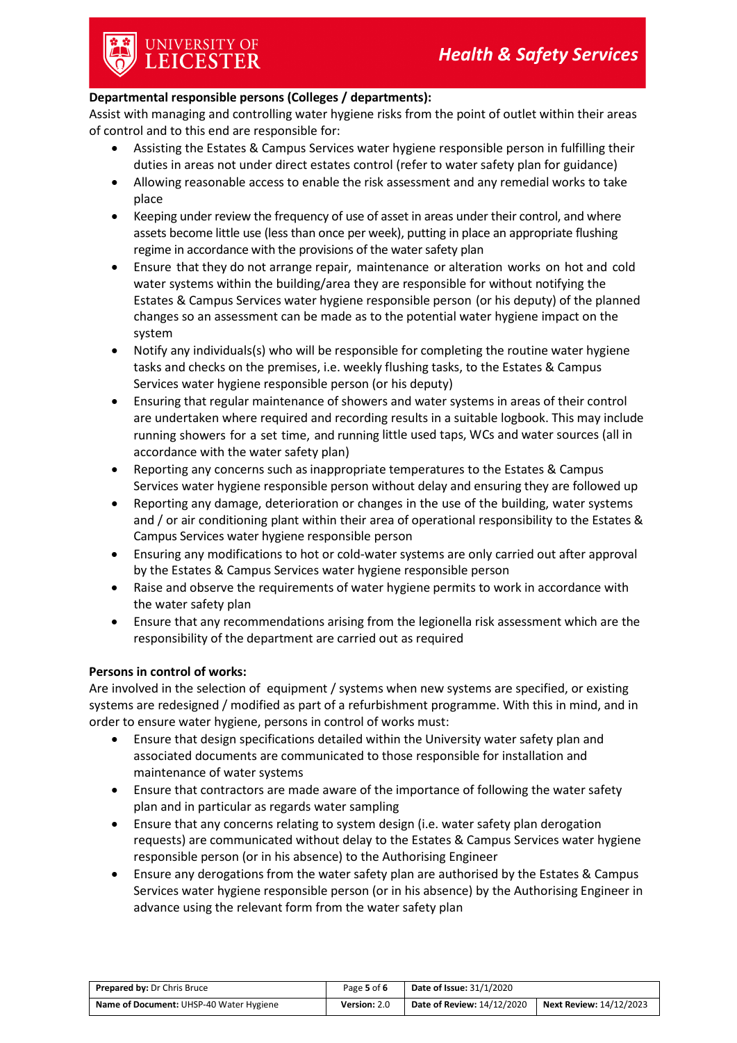**Departmental responsible persons (Colleges / departments):**

Assist with managing and controlling water hygiene risks from the point of outlet within their areas of control and to this end are responsible for:

- Assisting the Estates & Campus Services water hygiene responsible person in fulfilling their duties in areas not under direct estates control (refer to water safety plan for guidance)
- Allowing reasonable access to enable the risk assessment and any remedial works to take place
- Keeping under review the frequency of use of asset in areas under their control, and where assets become little use (less than once per week), putting in place an appropriate flushing regime in accordance with the provisions of the water safety plan
- Ensure that they do not arrange repair, maintenance or alteration works on hot and cold water systems within the building/area they are responsible for without notifying the Estates & Campus Services water hygiene responsible person (or his deputy) of the planned changes so an assessment can be made as to the potential water hygiene impact on the system
- Notify any individuals(s) who will be responsible for completing the routine water hygiene tasks and checks on the premises, i.e. weekly flushing tasks, to the Estates & Campus Services water hygiene responsible person (or his deputy)
- Ensuring that regular maintenance of showers and water systems in areas of their control are undertaken where required and recording results in a suitable logbook. This may include running showers for a set time, and running little used taps, WCs and water sources (all in accordance with the water safety plan)
- Reporting any concerns such as inappropriate temperatures to the Estates & Campus Services water hygiene responsible person without delay and ensuring they are followed up
- Reporting any damage, deterioration or changes in the use of the building, water systems and / or air conditioning plant within their area of operational responsibility to the Estates & Campus Services water hygiene responsible person
- Ensuring any modifications to hot or cold-water systems are only carried out after approval by the Estates & Campus Services water hygiene responsible person
- Raise and observe the requirements of water hygiene permits to work in accordance with the water safety plan
- Ensure that any recommendations arising from the legionella risk assessment which are the responsibility of the department are carried out as required

**Persons in control of works:**

Are involved in the selection of equipment / systems when new systems are specified, or existing systems are redesigned / modified as part of a refurbishment programme. With this in mind, and in order to ensure water hygiene, persons in control of works must:

- Ensure that design specifications detailed within the University water safety plan and associated documents are communicated to those responsible for installation and maintenance of water systems
- Ensure that contractors are made aware of the importance of following the water safety plan and in particular as regards water sampling
- Ensure that any concerns relating to system design (i.e. water safety plan derogation requests) are communicated without delay to the Estates & Campus Services water hygiene responsible person (or in his absence) to the Authorising Engineer
- Ensure any derogations from the water safety plan are authorised by the Estates & Campus Services water hygiene responsible person (or in his absence) by the Authorising Engineer in advance using the relevant form from the water safety plan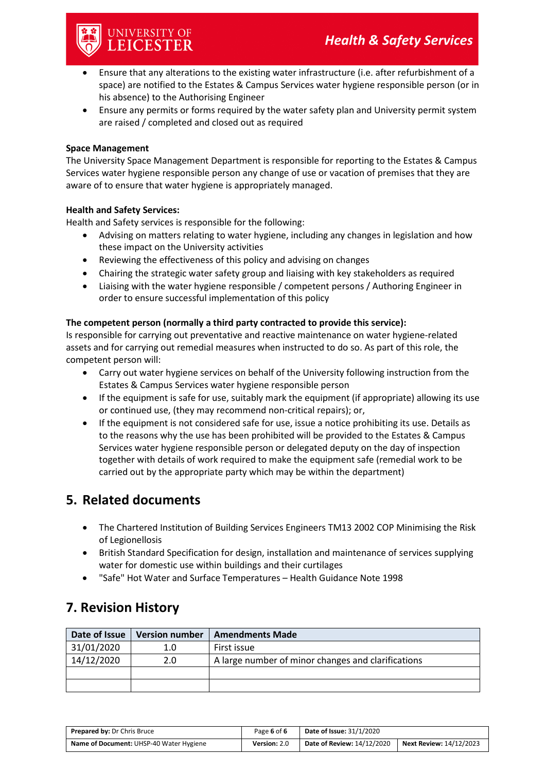- Ensure that any alterations to the existing water infrastructure (i.e. after refurbishment of a space) are notified to the Estates & Campus Services water hygiene responsible person (or in his absence) to the Authorising Engineer
- Ensure any permits or forms required by the water safety plan and University permit system are raised / completed and closed out as required

**Space Management**

The University Space Management Department is responsible for reporting to the Estates & Campus Services water hygiene responsible person any change of use or vacation of premises that they are aware of to ensure that water hygiene is appropriately managed.

**Health and Safety Services:**

Health and Safety services is responsible for the following:

- Advising on matters relating to water hygiene, including any changes in legislation and how these impact on the University activities
- Reviewing the effectiveness of this policy and advising on changes
- Chairing the strategic water safety group and liaising with key stakeholders as required
- Liaising with the water hygiene responsible / competent persons / Authoring Engineer in order to ensure successful implementation of this policy

**The competent person (normally a third party contracted to provide this service):**

Is responsible for carrying out preventative and reactive maintenance on water hygiene-related assets and for carrying out remedial measures when instructed to do so. As part of this role, the competent person will:

- Carry out water hygiene services on behalf of the University following instruction from the Estates & Campus Services water hygiene responsible person
- If the equipment is safe for use, suitably mark the equipment (if appropriate) allowing its use or continued use, (they may recommend non-critical repairs); or,
- If the equipment is not considered safe for use, issue a notice prohibiting its use. Details as to the reasons why the use has been prohibited will be provided to the Estates & Campus Services water hygiene responsible person or delegated deputy on the day of inspection together with details of work required to make the equipment safe (remedial work to be carried out by the appropriate party which may be within the department)

## 5. Related documents

- The Chartered Institution of Building Services Engineers TM13 2002 COP Minimising the Risk of Legionellosis
- British Standard Specification for design, installation and maintenance of services supplying water for domestic use within buildings and their curtilages
- "Safe" Hot Water and Surface Temperatures – Health Guidance Note 1998

## 7. Revision History

| Date of Issue | Version number | Amendments Made |
|---|---|---|
| 31/01/2020 | 1.0 | First issue |
| 14/12/2020 | 2.0 | A large number of minor changes and clarifications |
| | | |
| | | |